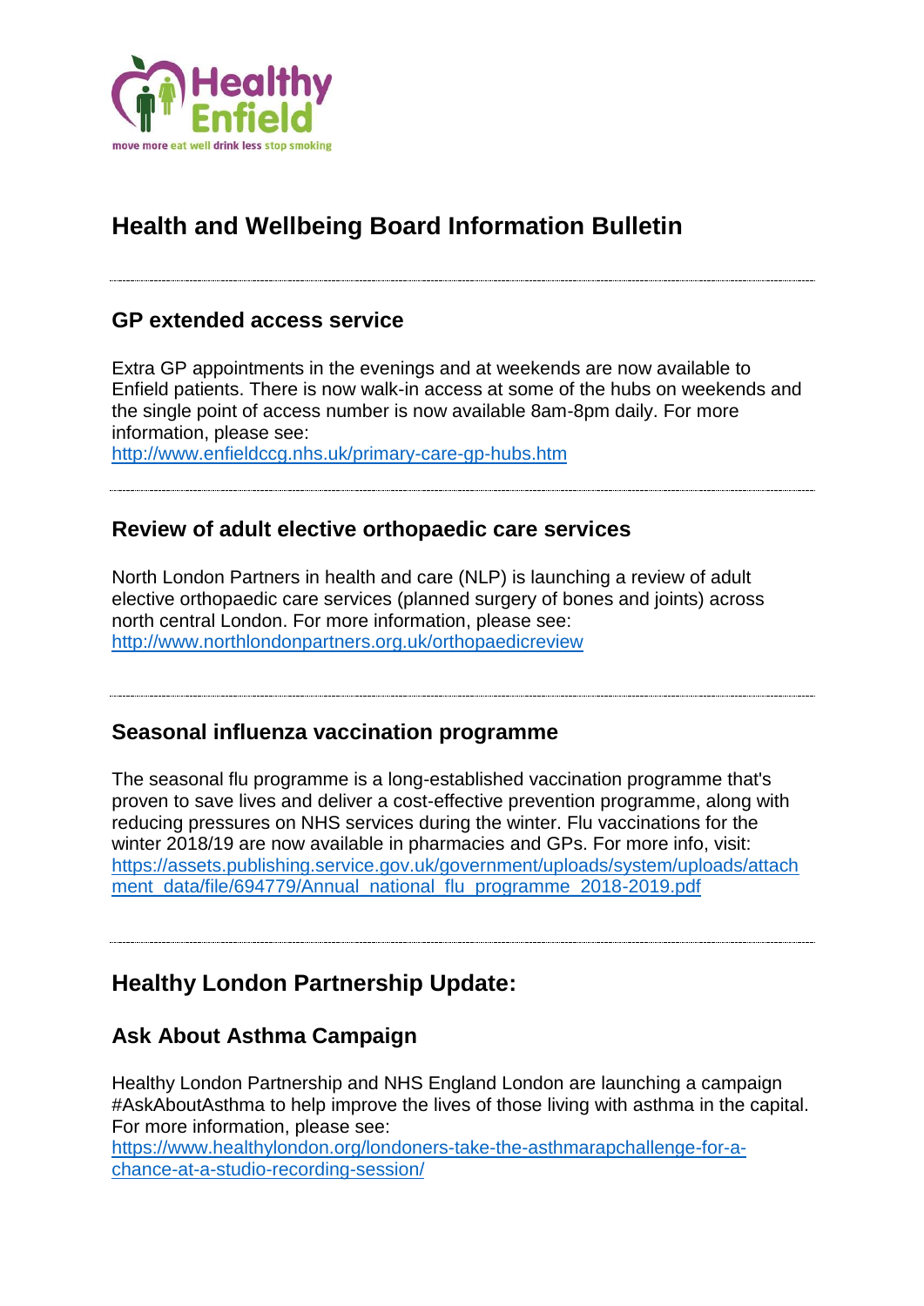Healthy Enfield

move more eat well drink less stop smoking

# Health and Wellbeing Board Information Bulletin

---

## GP extended access service

Extra GP appointments in the evenings and at weekends are now available to Enfield patients. There is now walk-in access at some of the hubs on weekends and the single point of access number is now available 8am-8pm daily. For more information, please see:
http://www.enfieldccg.nhs.uk/primary-care-gp-hubs.htm

---

## Review of adult elective orthopaedic care services

North London Partners in health and care (NLP) is launching a review of adult elective orthopaedic care services (planned surgery of bones and joints) across north central London. For more information, please see:
http://www.northlondonpartners.org.uk/orthopaedicreview

---

## Seasonal influenza vaccination programme

The seasonal flu programme is a long-established vaccination programme that's proven to save lives and deliver a cost-effective prevention programme, along with reducing pressures on NHS services during the winter. Flu vaccinations for the winter 2018/19 are now available in pharmacies and GPs. For more info, visit:
https://assets.publishing.service.gov.uk/government/uploads/system/uploads/attachment_data/file/694779/Annual_national_flu_programme_2018-2019.pdf

---

## Healthy London Partnership Update:

### Ask About Asthma Campaign

Healthy London Partnership and NHS England London are launching a campaign #AskAboutAsthma to help improve the lives of those living with asthma in the capital. For more information, please see:
https://www.healthylondon.org/londoners-take-the-asthmarapchallenge-for-a-chance-at-a-studio-recording-session/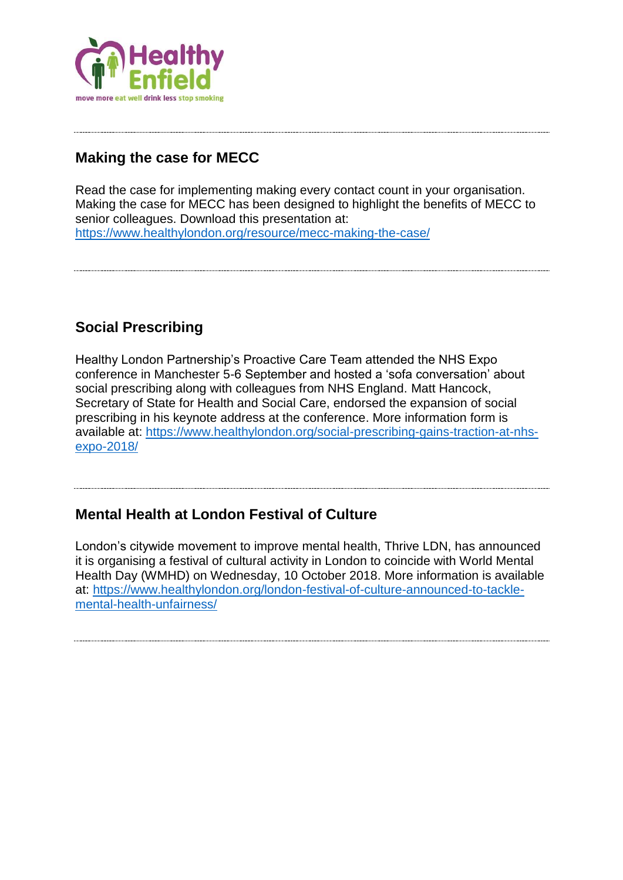## Making the case for MECC

Read the case for implementing making every contact count in your organisation. Making the case for MECC has been designed to highlight the benefits of MECC to senior colleagues. Download this presentation at: https://www.healthylondon.org/resource/mecc-making-the-case/

---

## Social Prescribing

Healthy London Partnership's Proactive Care Team attended the NHS Expo conference in Manchester 5-6 September and hosted a 'sofa conversation' about social prescribing along with colleagues from NHS England. Matt Hancock, Secretary of State for Health and Social Care, endorsed the expansion of social prescribing in his keynote address at the conference. More information form is available at: https://www.healthylondon.org/social-prescribing-gains-traction-at-nhs-expo-2018/

---

## Mental Health at London Festival of Culture

London's citywide movement to improve mental health, Thrive LDN, has announced it is organising a festival of cultural activity in London to coincide with World Mental Health Day (WMHD) on Wednesday, 10 October 2018. More information is available at: https://www.healthylondon.org/london-festival-of-culture-announced-to-tackle-mental-health-unfairness/

---